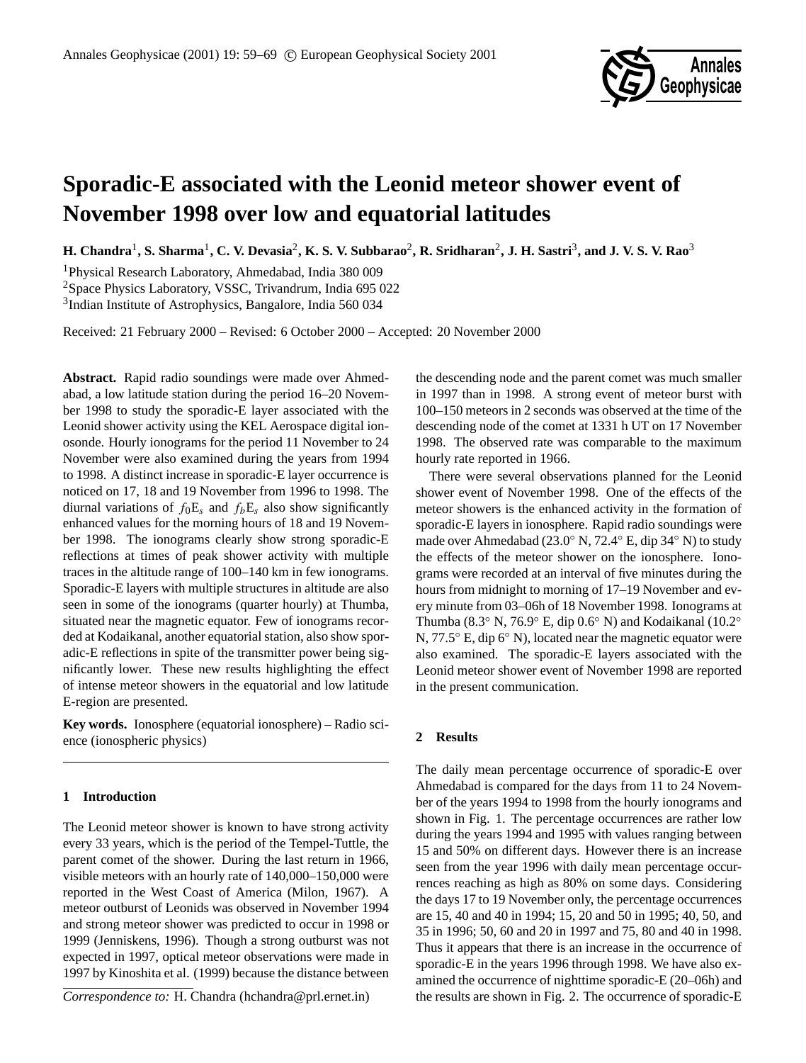# Sporadic-E associated with the Leonid meteor shower event of November 1998 over low and equatorial latitudes

**H. Chandra[1], S. Sharma[1], C. V. Devasia[2], K. S. V. Subbarao[2], R. Sridharan[2], J. H. Sastri[3], and J. V. S. V. Rao[3]**

[1]Physical Research Laboratory, Ahmedabad, India 380 009

[2]Space Physics Laboratory, VSSC, Trivandrum, India 695 022

[3]Indian Institute of Astrophysics, Bangalore, India 560 034

Received: 21 February 2000 – Revised: 6 October 2000 – Accepted: 20 November 2000

**Abstract.** Rapid radio soundings were made over Ahmedabad, a low latitude station during the period 16–20 November 1998 to study the sporadic-E layer associated with the Leonid shower activity using the KEL Aerospace digital ionosonde. Hourly ionograms for the period 11 November to 24 November were also examined during the years from 1994 to 1998. A distinct increase in sporadic-E layer occurrence is noticed on 17, 18 and 19 November from 1996 to 1998. The diurnal variations of $f_0E_s$ and $f_bE_s$ also show significantly enhanced values for the morning hours of 18 and 19 November 1998. The ionograms clearly show strong sporadic-E reflections at times of peak shower activity with multiple traces in the altitude range of 100–140 km in few ionograms. Sporadic-E layers with multiple structures in altitude are also seen in some of the ionograms (quarter hourly) at Thumba, situated near the magnetic equator. Few of ionograms recorded at Kodaikanal, another equatorial station, also show sporadic-E reflections in spite of the transmitter power being significantly lower. These new results highlighting the effect of intense meteor showers in the equatorial and low latitude E-region are presented.

**Key words.** Ionosphere (equatorial ionosphere) – Radio science (ionospheric physics)

## 1 Introduction

The Leonid meteor shower is known to have strong activity every 33 years, which is the period of the Tempel-Tuttle, the parent comet of the shower. During the last return in 1966, visible meteors with an hourly rate of 140,000–150,000 were reported in the West Coast of America (Milon, 1967). A meteor outburst of Leonids was observed in November 1994 and strong meteor shower was predicted to occur in 1998 or 1999 (Jenniskens, 1996). Though a strong outburst was not expected in 1997, optical meteor observations were made in 1997 by Kinoshita et al. (1999) because the distance between the descending node and the parent comet was much smaller in 1997 than in 1998. A strong event of meteor burst with 100–150 meteors in 2 seconds was observed at the time of the descending node of the comet at 1331 h UT on 17 November 1998. The observed rate was comparable to the maximum hourly rate reported in 1966.

There were several observations planned for the Leonid shower event of November 1998. One of the effects of the meteor showers is the enhanced activity in the formation of sporadic-E layers in ionosphere. Rapid radio soundings were made over Ahmedabad (23.0° N, 72.4° E, dip 34° N) to study the effects of the meteor shower on the ionosphere. Ionograms were recorded at an interval of five minutes during the hours from midnight to morning of 17–19 November and every minute from 03–06h of 18 November 1998. Ionograms at Thumba (8.3° N, 76.9° E, dip 0.6° N) and Kodaikanal (10.2° N, 77.5° E, dip 6° N), located near the magnetic equator were also examined. The sporadic-E layers associated with the Leonid meteor shower event of November 1998 are reported in the present communication.

## 2 Results

The daily mean percentage occurrence of sporadic-E over Ahmedabad is compared for the days from 11 to 24 November of the years 1994 to 1998 from the hourly ionograms and shown in Fig. 1. The percentage occurrences are rather low during the years 1994 and 1995 with values ranging between 15 and 50% on different days. However there is an increase seen from the year 1996 with daily mean percentage occurrences reaching as high as 80% on some days. Considering the days 17 to 19 November only, the percentage occurrences are 15, 40 and 40 in 1994; 15, 20 and 50 in 1995; 40, 50, and 35 in 1996; 50, 60 and 20 in 1997 and 75, 80 and 40 in 1998. Thus it appears that there is an increase in the occurrence of sporadic-E in the years 1996 through 1998. We have also examined the occurrence of nighttime sporadic-E (20–06h) and the results are shown in Fig. 2. The occurrence of sporadic-E

*Correspondence to:* H. Chandra (hchandra@prl.ernet.in)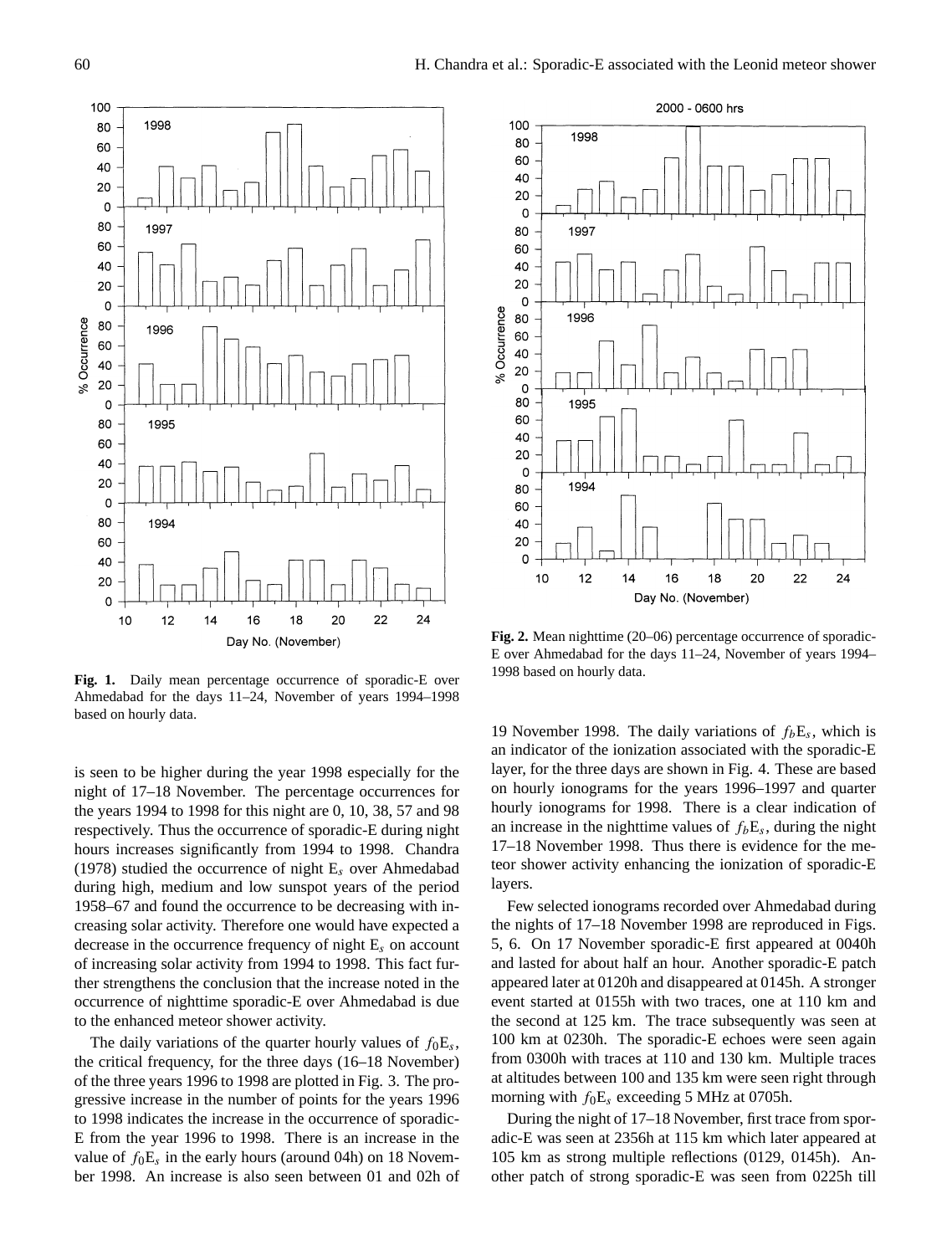**Fig. 1.** Daily mean percentage occurrence of sporadic-E over Ahmedabad for the days 11–24, November of years 1994–1998 based on hourly data.

**Fig. 2.** Mean nighttime (20–06) percentage occurrence of sporadic-E over Ahmedabad for the days 11–24, November of years 1994–1998 based on hourly data.

is seen to be higher during the year 1998 especially for the night of 17–18 November. The percentage occurrences for the years 1994 to 1998 for this night are 0, 10, 38, 57 and 98 respectively. Thus the occurrence of sporadic-E during night hours increases significantly from 1994 to 1998. Chandra (1978) studied the occurrence of night $E_s$ over Ahmedabad during high, medium and low sunspot years of the period 1958–67 and found the occurrence to be decreasing with increasing solar activity. Therefore one would have expected a decrease in the occurrence frequency of night $E_s$ on account of increasing solar activity from 1994 to 1998. This fact further strengthens the conclusion that the increase noted in the occurrence of nighttime sporadic-E over Ahmedabad is due to the enhanced meteor shower activity.

The daily variations of the quarter hourly values of $f_0E_s$, the critical frequency, for the three days (16–18 November) of the three years 1996 to 1998 are plotted in Fig. 3. The progressive increase in the number of points for the years 1996 to 1998 indicates the increase in the occurrence of sporadic-E from the year 1996 to 1998. There is an increase in the value of $f_0E_s$ in the early hours (around 04h) on 18 November 1998. An increase is also seen between 01 and 02h of 19 November 1998. The daily variations of $f_bE_s$, which is an indicator of the ionization associated with the sporadic-E layer, for the three days are shown in Fig. 4. These are based on hourly ionograms for the years 1996–1997 and quarter hourly ionograms for 1998. There is a clear indication of an increase in the nighttime values of $f_bE_s$, during the night 17–18 November 1998. Thus there is evidence for the meteor shower activity enhancing the ionization of sporadic-E layers.

Few selected ionograms recorded over Ahmedabad during the nights of 17–18 November 1998 are reproduced in Figs. 5, 6. On 17 November sporadic-E first appeared at 0040h and lasted for about half an hour. Another sporadic-E patch appeared later at 0120h and disappeared at 0145h. A stronger event started at 0155h with two traces, one at 110 km and the second at 125 km. The trace subsequently was seen at 100 km at 0230h. The sporadic-E echoes were seen again from 0300h with traces at 110 and 130 km. Multiple traces at altitudes between 100 and 135 km were seen right through morning with $f_0E_s$ exceeding 5 MHz at 0705h.

During the night of 17–18 November, first trace from sporadic-E was seen at 2356h at 115 km which later appeared at 105 km as strong multiple reflections (0129, 0145h). Another patch of strong sporadic-E was seen from 0225h till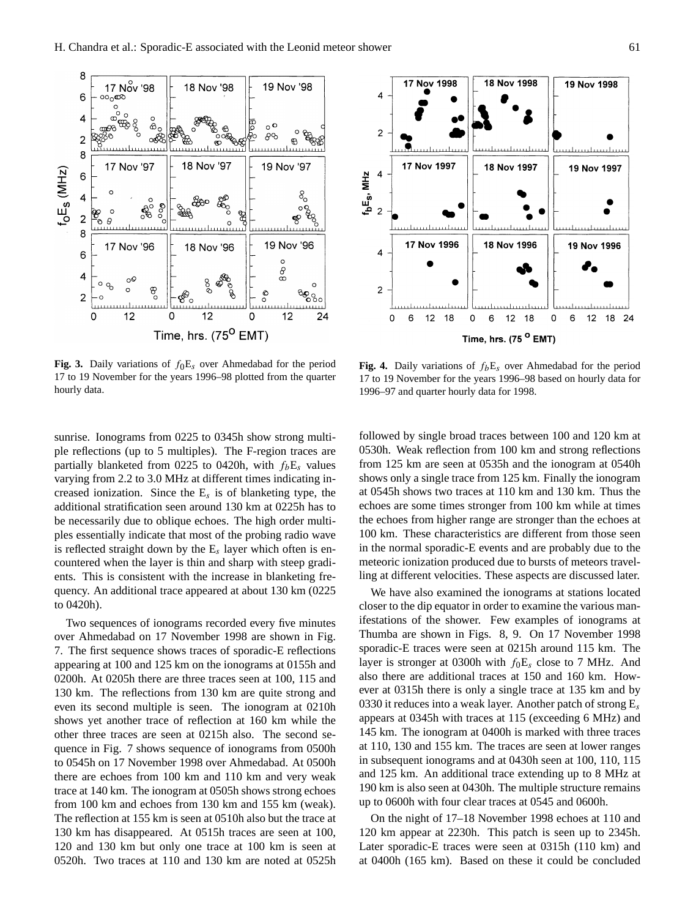**Fig. 3.** Daily variations of $f_0E_s$ over Ahmedabad for the period 17 to 19 November for the years 1996–98 plotted from the quarter hourly data.

**Fig. 4.** Daily variations of $f_bE_s$ over Ahmedabad for the period 17 to 19 November for the years 1996–98 based on hourly data for 1996–97 and quarter hourly data for 1998.

sunrise. Ionograms from 0225 to 0345h show strong multiple reflections (up to 5 multiples). The F-region traces are partially blanketed from 0225 to 0420h, with $f_bE_s$ values varying from 2.2 to 3.0 MHz at different times indicating increased ionization. Since the $E_s$ is of blanketing type, the additional stratification seen around 130 km at 0225h has to be necessarily due to oblique echoes. The high order multiples essentially indicate that most of the probing radio wave is reflected straight down by the $E_s$ layer which often is encountered when the layer is thin and sharp with steep gradients. This is consistent with the increase in blanketing frequency. An additional trace appeared at about 130 km (0225 to 0420h).

Two sequences of ionograms recorded every five minutes over Ahmedabad on 17 November 1998 are shown in Fig. 7. The first sequence shows traces of sporadic-E reflections appearing at 100 and 125 km on the ionograms at 0155h and 0200h. At 0205h there are three traces seen at 100, 115 and 130 km. The reflections from 130 km are quite strong and even its second multiple is seen. The ionogram at 0210h shows yet another trace of reflection at 160 km while the other three traces are seen at 0215h also. The second sequence in Fig. 7 shows sequence of ionograms from 0500h to 0545h on 17 November 1998 over Ahmedabad. At 0500h there are echoes from 100 km and 110 km and very weak trace at 140 km. The ionogram at 0505h shows strong echoes from 100 km and echoes from 130 km and 155 km (weak). The reflection at 155 km is seen at 0510h also but the trace at 130 km has disappeared. At 0515h traces are seen at 100, 120 and 130 km but only one trace at 100 km is seen at 0520h. Two traces at 110 and 130 km are noted at 0525h followed by single broad traces between 100 and 120 km at 0530h. Weak reflection from 100 km and strong reflections from 125 km are seen at 0535h and the ionogram at 0540h shows only a single trace from 125 km. Finally the ionogram at 0545h shows two traces at 110 km and 130 km. Thus the echoes are some times stronger from 100 km while at times the echoes from higher range are stronger than the echoes at 100 km. These characteristics are different from those seen in the normal sporadic-E events and are probably due to the meteoric ionization produced due to bursts of meteors travelling at different velocities. These aspects are discussed later.

We have also examined the ionograms at stations located closer to the dip equator in order to examine the various manifestations of the shower. Few examples of ionograms at Thumba are shown in Figs. 8, 9. On 17 November 1998 sporadic-E traces were seen at 0215h around 115 km. The layer is stronger at 0300h with $f_0E_s$ close to 7 MHz. And also there are additional traces at 150 and 160 km. However at 0315h there is only a single trace at 135 km and by 0330 it reduces into a weak layer. Another patch of strong $E_s$ appears at 0345h with traces at 115 (exceeding 6 MHz) and 145 km. The ionogram at 0400h is marked with three traces at 110, 130 and 155 km. The traces are seen at lower ranges in subsequent ionograms and at 0430h seen at 100, 110, 115 and 125 km. An additional trace extending up to 8 MHz at 190 km is also seen at 0430h. The multiple structure remains up to 0600h with four clear traces at 0545 and 0600h.

On the night of 17–18 November 1998 echoes at 110 and 120 km appear at 2230h. This patch is seen up to 2345h. Later sporadic-E traces were seen at 0315h (110 km) and at 0400h (165 km). Based on these it could be concluded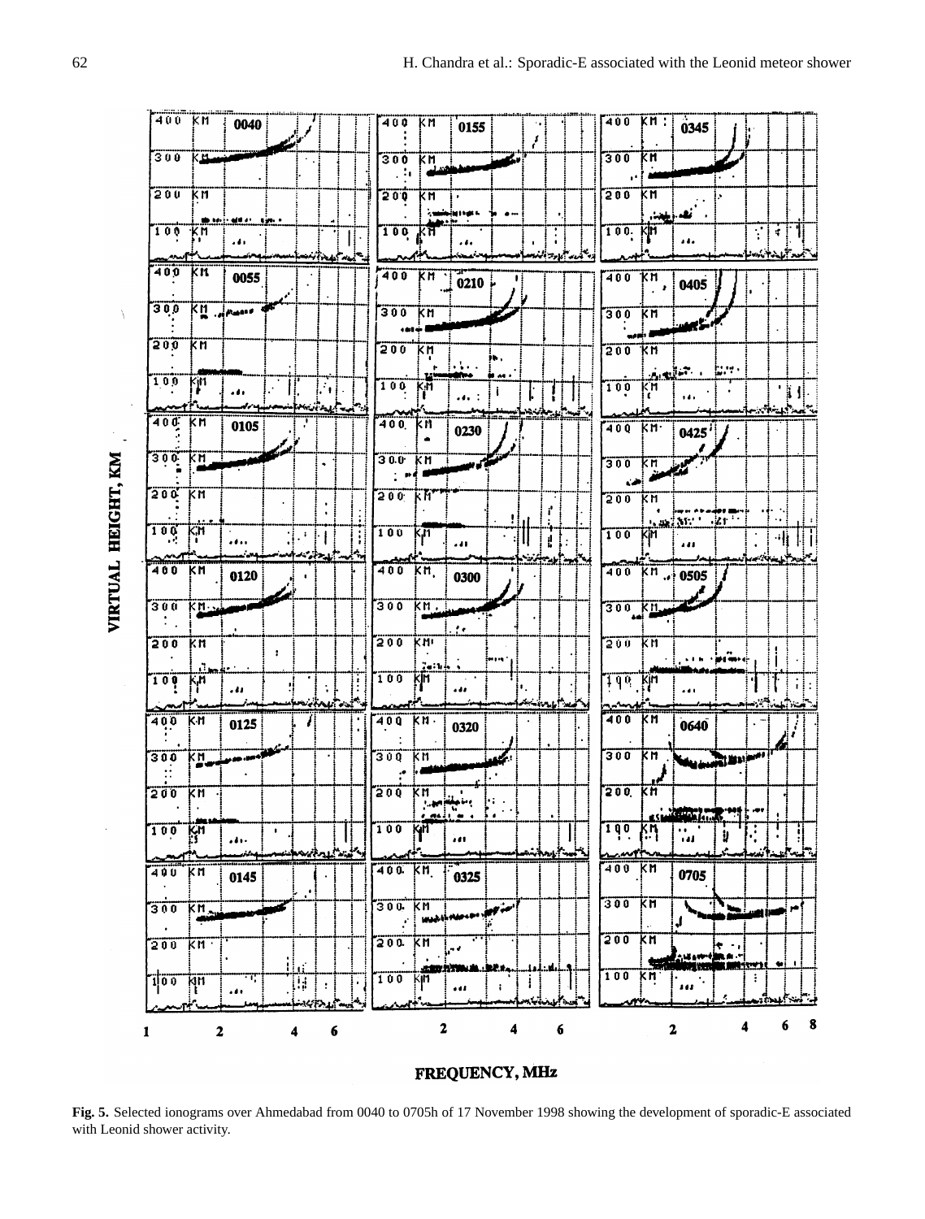**Fig. 5.** Selected ionograms over Ahmedabad from 0040 to 0705h of 17 November 1998 showing the development of sporadic-E associated with Leonid shower activity.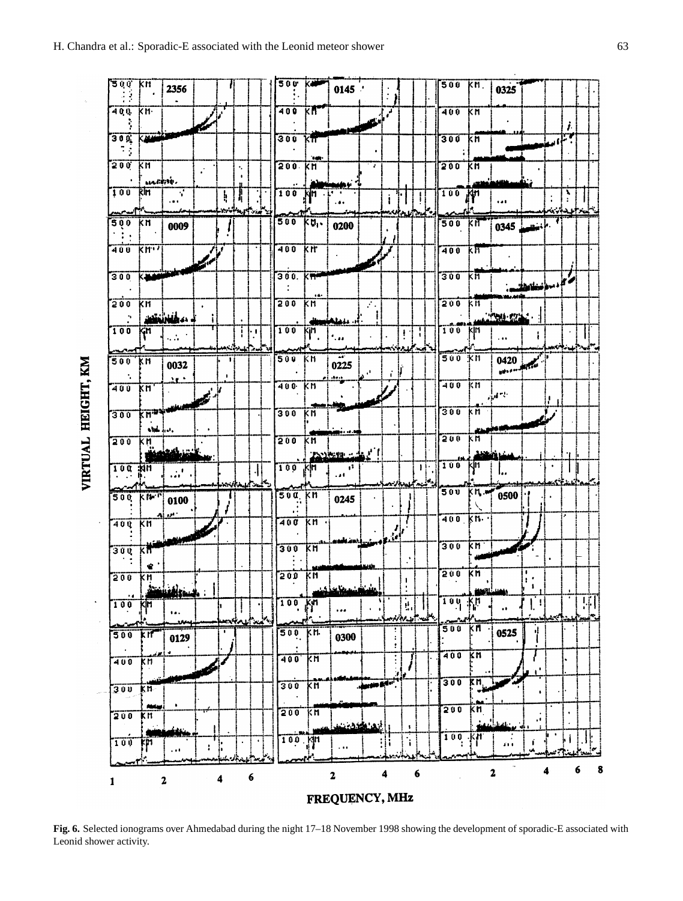**Fig. 6.** Selected ionograms over Ahmedabad during the night 17–18 November 1998 showing the development of sporadic-E associated with Leonid shower activity.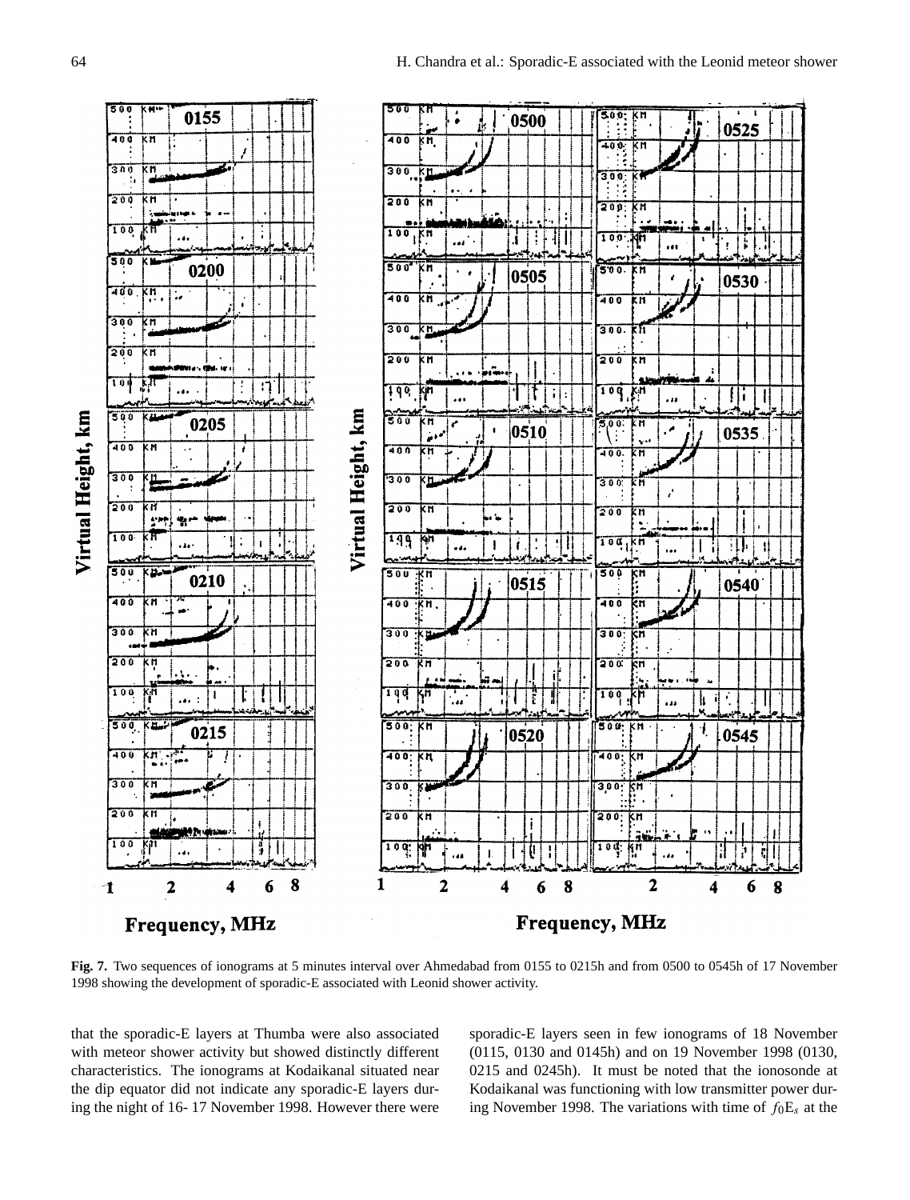**Fig. 7.** Two sequences of ionograms at 5 minutes interval over Ahmedabad from 0155 to 0215h and from 0500 to 0545h of 17 November 1998 showing the development of sporadic-E associated with Leonid shower activity.

that the sporadic-E layers at Thumba were also associated with meteor shower activity but showed distinctly different characteristics. The ionograms at Kodaikanal situated near the dip equator did not indicate any sporadic-E layers during the night of 16- 17 November 1998. However there were sporadic-E layers seen in few ionograms of 18 November (0115, 0130 and 0145h) and on 19 November 1998 (0130, 0215 and 0245h). It must be noted that the ionosonde at Kodaikanal was functioning with low transmitter power during November 1998. The variations with time of $f_0E_s$ at the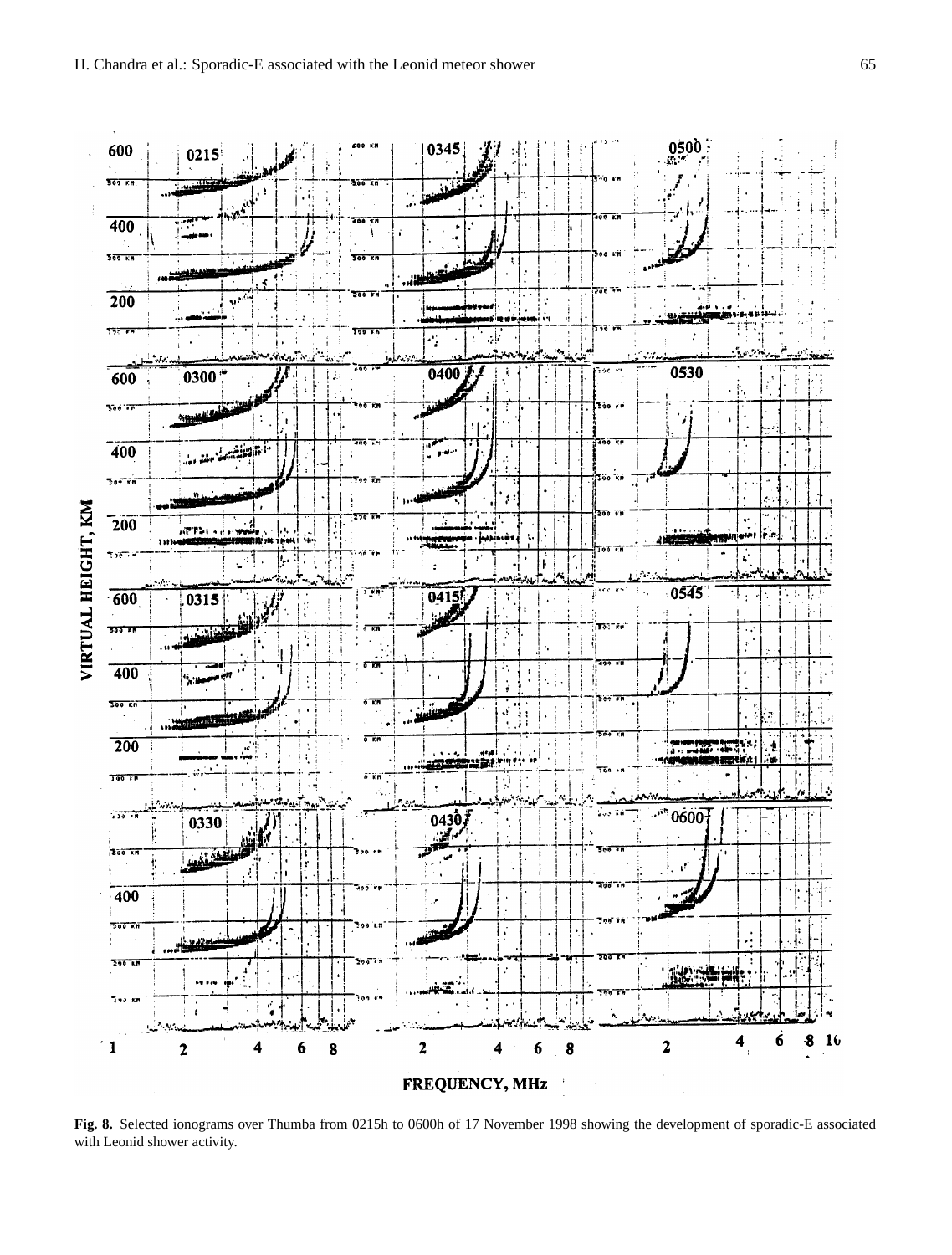**Fig. 8.** Selected ionograms over Thumba from 0215h to 0600h of 17 November 1998 showing the development of sporadic-E associated with Leonid shower activity.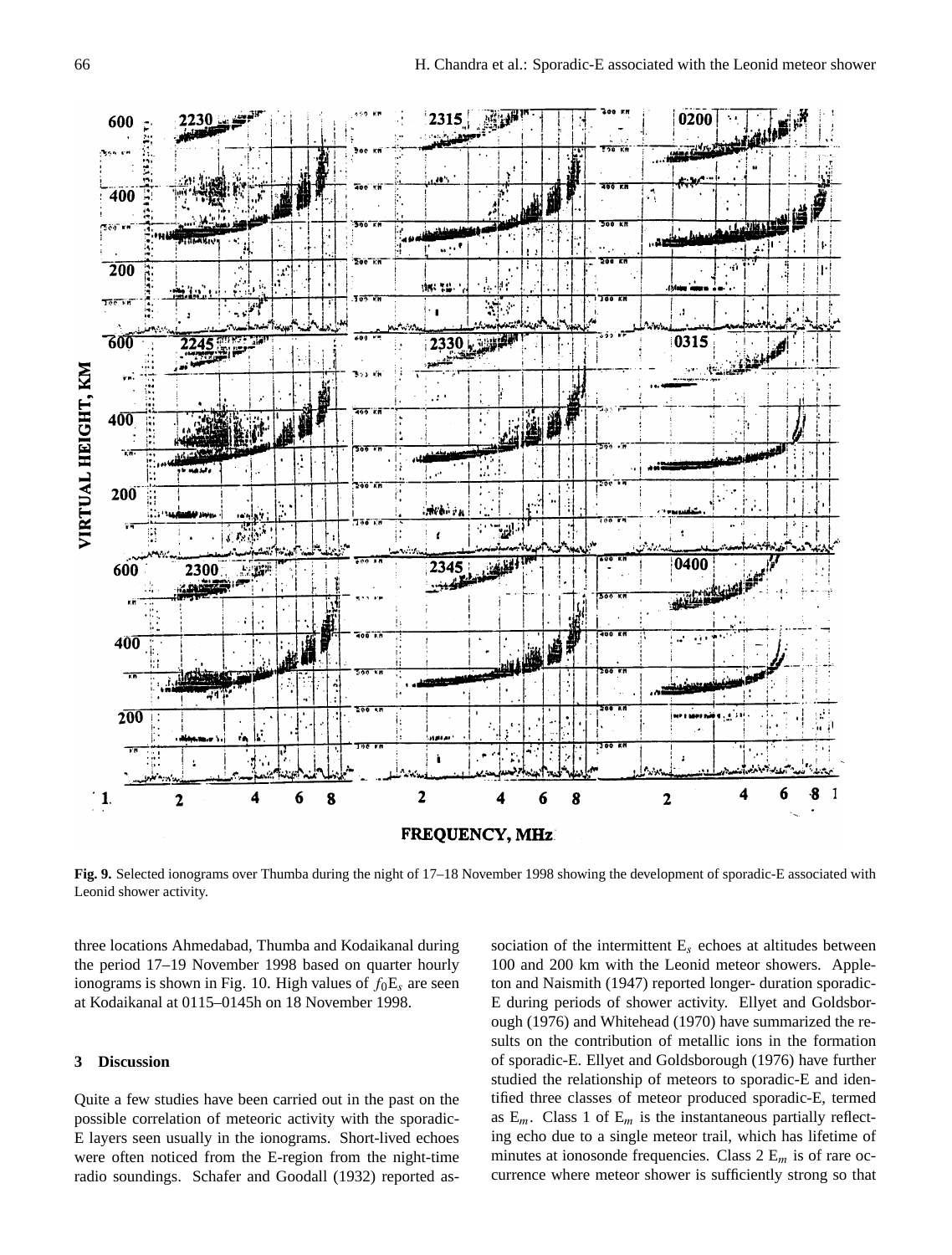**Fig. 9.** Selected ionograms over Thumba during the night of 17–18 November 1998 showing the development of sporadic-E associated with Leonid shower activity.

three locations Ahmedabad, Thumba and Kodaikanal during the period 17–19 November 1998 based on quarter hourly ionograms is shown in Fig. 10. High values of $f_0E_s$ are seen at Kodaikanal at 0115–0145h on 18 November 1998.

## 3 Discussion

Quite a few studies have been carried out in the past on the possible correlation of meteoric activity with the sporadic-E layers seen usually in the ionograms. Short-lived echoes were often noticed from the E-region from the night-time radio soundings. Schafer and Goodall (1932) reported association of the intermittent $E_s$ echoes at altitudes between 100 and 200 km with the Leonid meteor showers. Appleton and Naismith (1947) reported longer- duration sporadic-E during periods of shower activity. Ellyet and Goldsborough (1976) and Whitehead (1970) have summarized the results on the contribution of metallic ions in the formation of sporadic-E. Ellyet and Goldsborough (1976) have further studied the relationship of meteors to sporadic-E and identified three classes of meteor produced sporadic-E, termed as $E_m$. Class 1 of $E_m$ is the instantaneous partially reflecting echo due to a single meteor trail, which has lifetime of minutes at ionosonde frequencies. Class 2 $E_m$ is of rare occurrence where meteor shower is sufficiently strong so that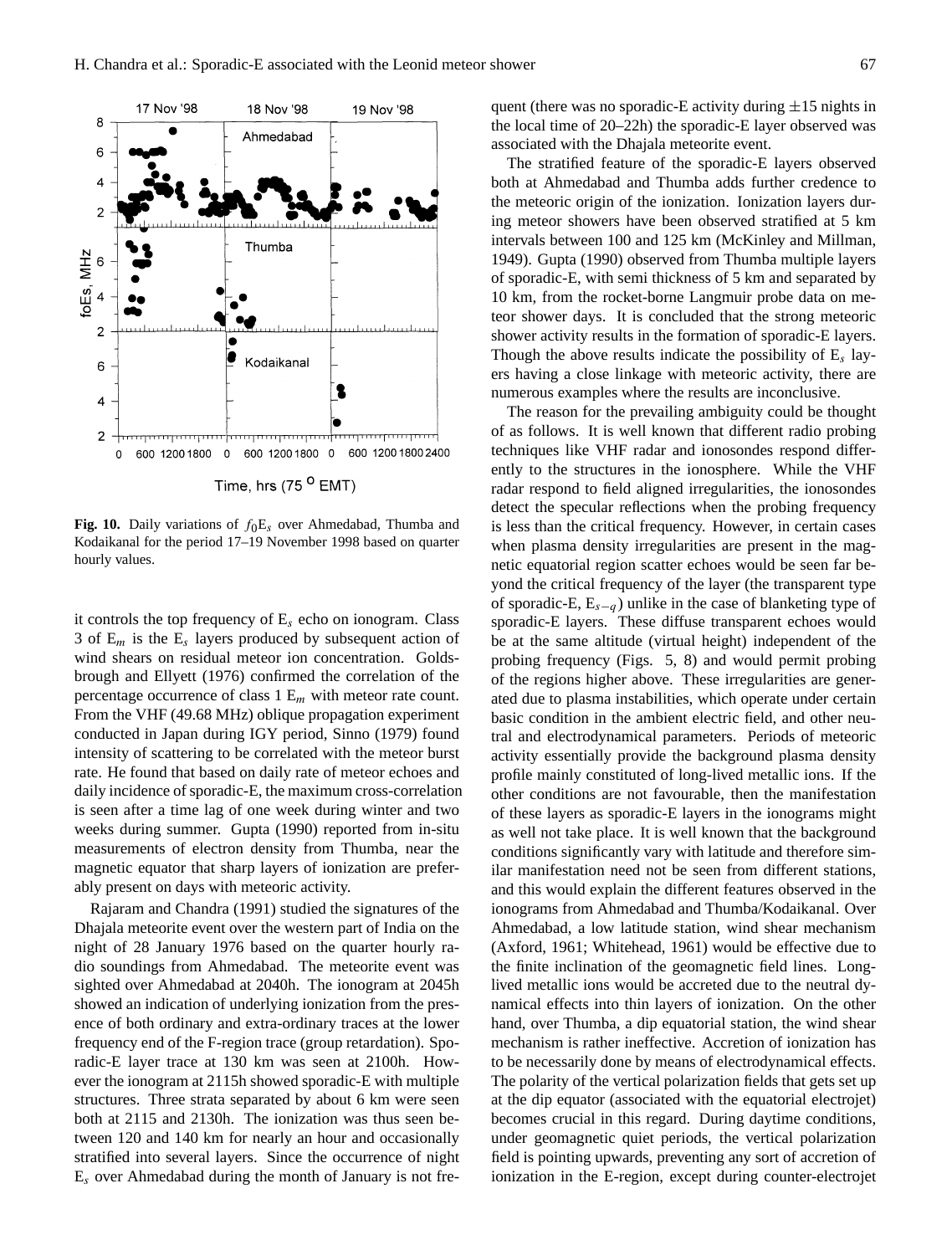**Fig. 10.** Daily variations of $f_0E_s$ over Ahmedabad, Thumba and Kodaikanal for the period 17–19 November 1998 based on quarter hourly values.

it controls the top frequency of $E_s$ echo on ionogram. Class 3 of $E_m$ is the $E_s$ layers produced by subsequent action of wind shears on residual meteor ion concentration. Goldsbrough and Ellyett (1976) confirmed the correlation of the percentage occurrence of class 1 $E_m$ with meteor rate count. From the VHF (49.68 MHz) oblique propagation experiment conducted in Japan during IGY period, Sinno (1979) found intensity of scattering to be correlated with the meteor burst rate. He found that based on daily rate of meteor echoes and daily incidence of sporadic-E, the maximum cross-correlation is seen after a time lag of one week during winter and two weeks during summer. Gupta (1990) reported from in-situ measurements of electron density from Thumba, near the magnetic equator that sharp layers of ionization are preferably present on days with meteoric activity.

Rajaram and Chandra (1991) studied the signatures of the Dhajala meteorite event over the western part of India on the night of 28 January 1976 based on the quarter hourly radio soundings from Ahmedabad. The meteorite event was sighted over Ahmedabad at 2040h. The ionogram at 2045h showed an indication of underlying ionization from the presence of both ordinary and extra-ordinary traces at the lower frequency end of the F-region trace (group retardation). Sporadic-E layer trace at 130 km was seen at 2100h. However the ionogram at 2115h showed sporadic-E with multiple structures. Three strata separated by about 6 km were seen both at 2115 and 2130h. The ionization was thus seen between 120 and 140 km for nearly an hour and occasionally stratified into several layers. Since the occurrence of night $E_s$ over Ahmedabad during the month of January is not frequent (there was no sporadic-E activity during $\pm$15 nights in the local time of 20–22h) the sporadic-E layer observed was associated with the Dhajala meteorite event.

The stratified feature of the sporadic-E layers observed both at Ahmedabad and Thumba adds further credence to the meteoric origin of the ionization. Ionization layers during meteor showers have been observed stratified at 5 km intervals between 100 and 125 km (McKinley and Millman, 1949). Gupta (1990) observed from Thumba multiple layers of sporadic-E, with semi thickness of 5 km and separated by 10 km, from the rocket-borne Langmuir probe data on meteor shower days. It is concluded that the strong meteoric shower activity results in the formation of sporadic-E layers. Though the above results indicate the possibility of $E_s$ layers having a close linkage with meteoric activity, there are numerous examples where the results are inconclusive.

The reason for the prevailing ambiguity could be thought of as follows. It is well known that different radio probing techniques like VHF radar and ionosondes respond differently to the structures in the ionosphere. While the VHF radar respond to field aligned irregularities, the ionosondes detect the specular reflections when the probing frequency is less than the critical frequency. However, in certain cases when plasma density irregularities are present in the magnetic equatorial region scatter echoes would be seen far beyond the critical frequency of the layer (the transparent type of sporadic-E, $E_{s-q}$) unlike in the case of blanketing type of sporadic-E layers. These diffuse transparent echoes would be at the same altitude (virtual height) independent of the probing frequency (Figs. 5, 8) and would permit probing of the regions higher above. These irregularities are generated due to plasma instabilities, which operate under certain basic condition in the ambient electric field, and other neutral and electrodynamical parameters. Periods of meteoric activity essentially provide the background plasma density profile mainly constituted of long-lived metallic ions. If the other conditions are not favourable, then the manifestation of these layers as sporadic-E layers in the ionograms might as well not take place. It is well known that the background conditions significantly vary with latitude and therefore similar manifestation need not be seen from different stations, and this would explain the different features observed in the ionograms from Ahmedabad and Thumba/Kodaikanal. Over Ahmedabad, a low latitude station, wind shear mechanism (Axford, 1961; Whitehead, 1961) would be effective due to the finite inclination of the geomagnetic field lines. Long-lived metallic ions would be accreted due to the neutral dynamical effects into thin layers of ionization. On the other hand, over Thumba, a dip equatorial station, the wind shear mechanism is rather ineffective. Accretion of ionization has to be necessarily done by means of electrodynamical effects. The polarity of the vertical polarization fields that gets set up at the dip equator (associated with the equatorial electrojet) becomes crucial in this regard. During daytime conditions, under geomagnetic quiet periods, the vertical polarization field is pointing upwards, preventing any sort of accretion of ionization in the E-region, except during counter-electrojet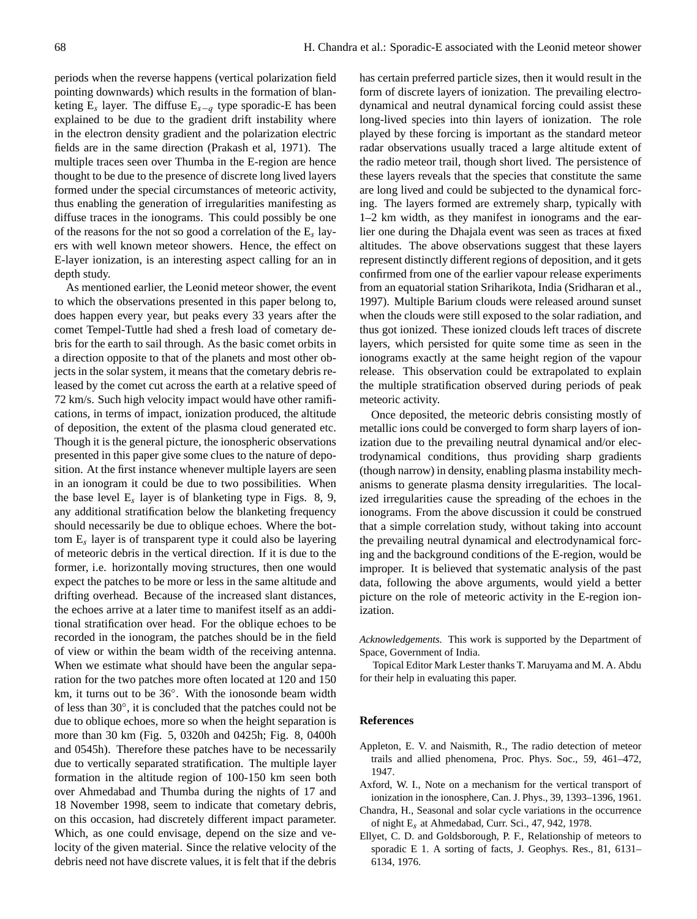periods when the reverse happens (vertical polarization field pointing downwards) which results in the formation of blanketing $E_s$ layer. The diffuse $E_{s-q}$ type sporadic-E has been explained to be due to the gradient drift instability where in the electron density gradient and the polarization electric fields are in the same direction (Prakash et al, 1971). The multiple traces seen over Thumba in the E-region are hence thought to be due to the presence of discrete long lived layers formed under the special circumstances of meteoric activity, thus enabling the generation of irregularities manifesting as diffuse traces in the ionograms. This could possibly be one of the reasons for the not so good a correlation of the $E_s$ layers with well known meteor showers. Hence, the effect on E-layer ionization, is an interesting aspect calling for an in depth study.

As mentioned earlier, the Leonid meteor shower, the event to which the observations presented in this paper belong to, does happen every year, but peaks every 33 years after the comet Tempel-Tuttle had shed a fresh load of cometary debris for the earth to sail through. As the basic comet orbits in a direction opposite to that of the planets and most other objects in the solar system, it means that the cometary debris released by the comet cut across the earth at a relative speed of 72 km/s. Such high velocity impact would have other ramifications, in terms of impact, ionization produced, the altitude of deposition, the extent of the plasma cloud generated etc. Though it is the general picture, the ionospheric observations presented in this paper give some clues to the nature of deposition. At the first instance whenever multiple layers are seen in an ionogram it could be due to two possibilities. When the base level $E_s$ layer is of blanketing type in Figs. 8, 9, any additional stratification below the blanketing frequency should necessarily be due to oblique echoes. Where the bottom $E_s$ layer is of transparent type it could also be layering of meteoric debris in the vertical direction. If it is due to the former, i.e. horizontally moving structures, then one would expect the patches to be more or less in the same altitude and drifting overhead. Because of the increased slant distances, the echoes arrive at a later time to manifest itself as an additional stratification over head. For the oblique echoes to be recorded in the ionogram, the patches should be in the field of view or within the beam width of the receiving antenna. When we estimate what should have been the angular separation for the two patches more often located at 120 and 150 km, it turns out to be 36°. With the ionosonde beam width of less than 30°, it is concluded that the patches could not be due to oblique echoes, more so when the height separation is more than 30 km (Fig. 5, 0320h and 0425h; Fig. 8, 0400h and 0545h). Therefore these patches have to be necessarily due to vertically separated stratification. The multiple layer formation in the altitude region of 100-150 km seen both over Ahmedabad and Thumba during the nights of 17 and 18 November 1998, seem to indicate that cometary debris, on this occasion, had discretely different impact parameter. Which, as one could envisage, depend on the size and velocity of the given material. Since the relative velocity of the debris need not have discrete values, it is felt that if the debris has certain preferred particle sizes, then it would result in the form of discrete layers of ionization. The prevailing electrodynamical and neutral dynamical forcing could assist these long-lived species into thin layers of ionization. The role played by these forcing is important as the standard meteor radar observations usually traced a large altitude extent of the radio meteor trail, though short lived. The persistence of these layers reveals that the species that constitute the same are long lived and could be subjected to the dynamical forcing. The layers formed are extremely sharp, typically with 1–2 km width, as they manifest in ionograms and the earlier one during the Dhajala event was seen as traces at fixed altitudes. The above observations suggest that these layers represent distinctly different regions of deposition, and it gets confirmed from one of the earlier vapour release experiments from an equatorial station Sriharikota, India (Sridharan et al., 1997). Multiple Barium clouds were released around sunset when the clouds were still exposed to the solar radiation, and thus got ionized. These ionized clouds left traces of discrete layers, which persisted for quite some time as seen in the ionograms exactly at the same height region of the vapour release. This observation could be extrapolated to explain the multiple stratification observed during periods of peak meteoric activity.

Once deposited, the meteoric debris consisting mostly of metallic ions could be converged to form sharp layers of ionization due to the prevailing neutral dynamical and/or electrodynamical conditions, thus providing sharp gradients (though narrow) in density, enabling plasma instability mechanisms to generate plasma density irregularities. The localized irregularities cause the spreading of the echoes in the ionograms. From the above discussion it could be construed that a simple correlation study, without taking into account the prevailing neutral dynamical and electrodynamical forcing and the background conditions of the E-region, would be improper. It is believed that systematic analysis of the past data, following the above arguments, would yield a better picture on the role of meteoric activity in the E-region ionization.

*Acknowledgements.* This work is supported by the Department of Space, Government of India.

Topical Editor Mark Lester thanks T. Maruyama and M. A. Abdu for their help in evaluating this paper.

## References

Appleton, E. V. and Naismith, R., The radio detection of meteor trails and allied phenomena, Proc. Phys. Soc., 59, 461–472, 1947.

Axford, W. I., Note on a mechanism for the vertical transport of ionization in the ionosphere, Can. J. Phys., 39, 1393–1396, 1961.

Chandra, H., Seasonal and solar cycle variations in the occurrence of night $E_s$ at Ahmedabad, Curr. Sci., 47, 942, 1978.

Ellyet, C. D. and Goldsborough, P. F., Relationship of meteors to sporadic E 1. A sorting of facts, J. Geophys. Res., 81, 6131–6134, 1976.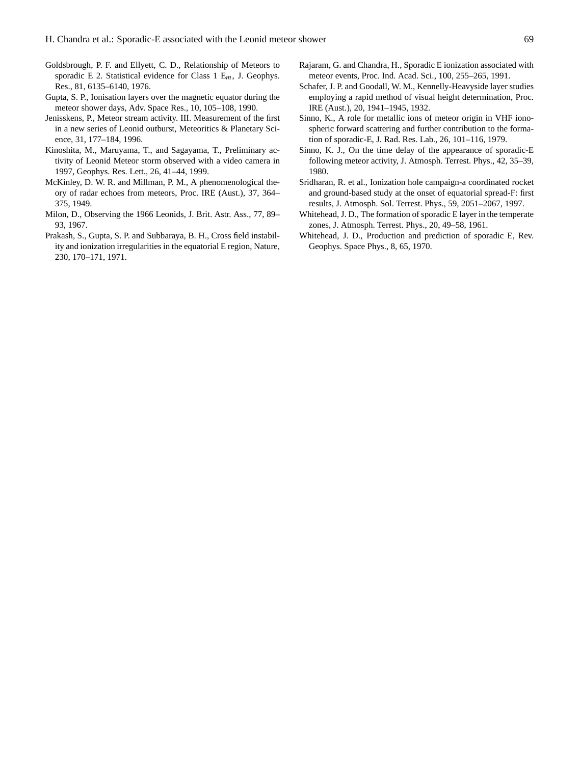Goldsbrough, P. F. and Ellyett, C. D., Relationship of Meteors to sporadic E 2. Statistical evidence for Class 1 $E_m$, J. Geophys. Res., 81, 6135–6140, 1976.

Gupta, S. P., Ionisation layers over the magnetic equator during the meteor shower days, Adv. Space Res., 10, 105–108, 1990.

Jenisskens, P., Meteor stream activity. III. Measurement of the first in a new series of Leonid outburst, Meteoritics & Planetary Science, 31, 177–184, 1996.

Kinoshita, M., Maruyama, T., and Sagayama, T., Preliminary activity of Leonid Meteor storm observed with a video camera in 1997, Geophys. Res. Lett., 26, 41–44, 1999.

McKinley, D. W. R. and Millman, P. M., A phenomenological theory of radar echoes from meteors, Proc. IRE (Aust.), 37, 364–375, 1949.

Milon, D., Observing the 1966 Leonids, J. Brit. Astr. Ass., 77, 89–93, 1967.

Prakash, S., Gupta, S. P. and Subbaraya, B. H., Cross field instability and ionization irregularities in the equatorial E region, Nature, 230, 170–171, 1971.

Rajaram, G. and Chandra, H., Sporadic E ionization associated with meteor events, Proc. Ind. Acad. Sci., 100, 255–265, 1991.

Schafer, J. P. and Goodall, W. M., Kennelly-Heavyside layer studies employing a rapid method of visual height determination, Proc. IRE (Aust.), 20, 1941–1945, 1932.

Sinno, K., A role for metallic ions of meteor origin in VHF ionospheric forward scattering and further contribution to the formation of sporadic-E, J. Rad. Res. Lab., 26, 101–116, 1979.

Sinno, K. J., On the time delay of the appearance of sporadic-E following meteor activity, J. Atmosph. Terrest. Phys., 42, 35–39, 1980.

Sridharan, R. et al., Ionization hole campaign-a coordinated rocket and ground-based study at the onset of equatorial spread-F: first results, J. Atmosph. Sol. Terrest. Phys., 59, 2051–2067, 1997.

Whitehead, J. D., The formation of sporadic E layer in the temperate zones, J. Atmosph. Terrest. Phys., 20, 49–58, 1961.

Whitehead, J. D., Production and prediction of sporadic E, Rev. Geophys. Space Phys., 8, 65, 1970.